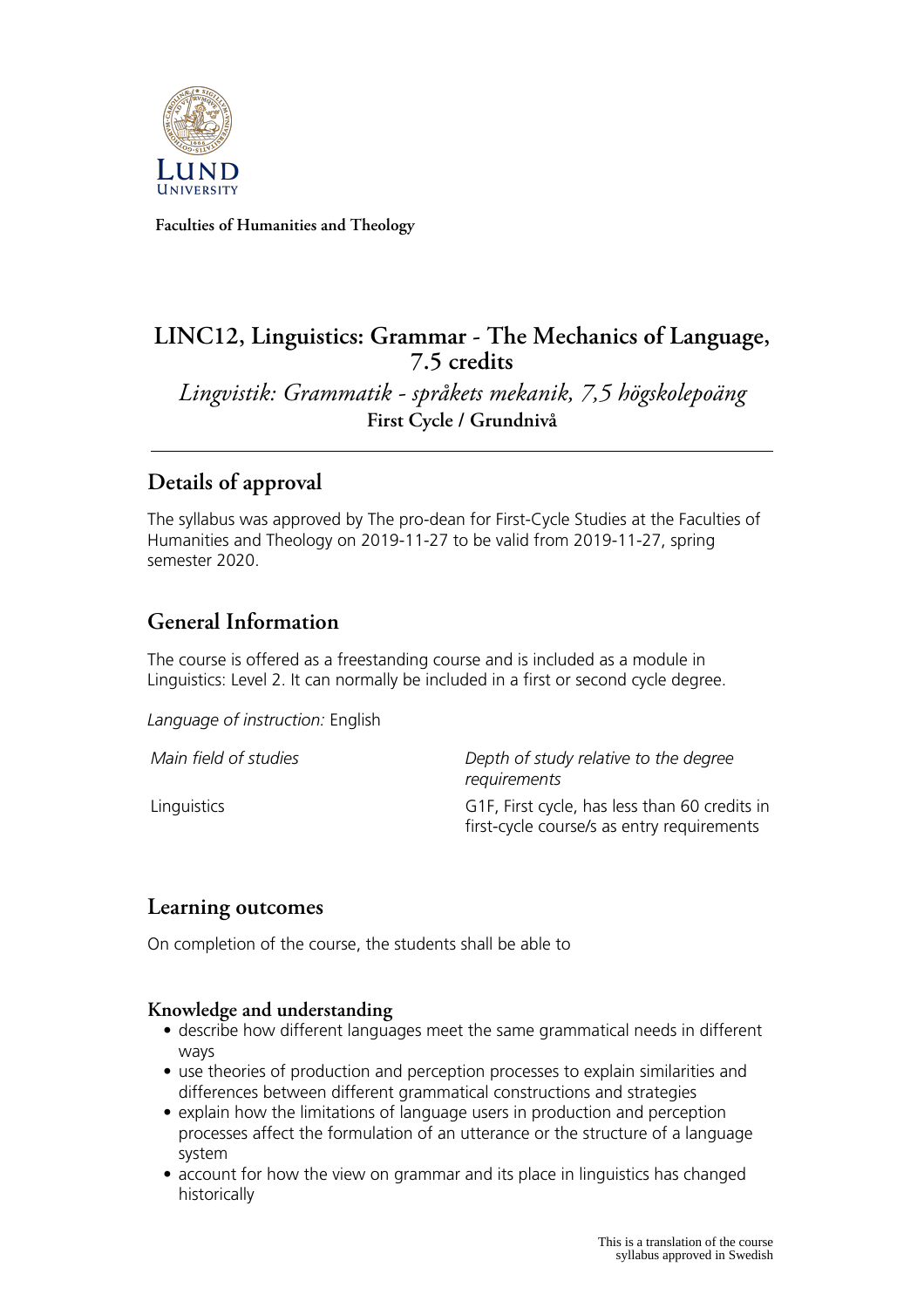Faculties of Humanities and Theology

# LINC12, Linguistics: Grammar - The Mechanics of Language, 7.5 credits

*Lingvistik: Grammatik - språkets mekanik, 7,5 högskolepoäng*

**First Cycle / Grundnivå**

## Details of approval

The syllabus was approved by The pro-dean for First-Cycle Studies at the Faculties of Humanities and Theology on 2019-11-27 to be valid from 2019-11-27, spring semester 2020.

## General Information

The course is offered as a freestanding course and is included as a module in Linguistics: Level 2. It can normally be included in a first or second cycle degree.

*Language of instruction:* English

| *Main field of studies* | *Depth of study relative to the degree requirements* |
|---|---|
| Linguistics | G1F, First cycle, has less than 60 credits in first-cycle course/s as entry requirements |

## Learning outcomes

On completion of the course, the students shall be able to

### Knowledge and understanding

- describe how different languages meet the same grammatical needs in different ways
- use theories of production and perception processes to explain similarities and differences between different grammatical constructions and strategies
- explain how the limitations of language users in production and perception processes affect the formulation of an utterance or the structure of a language system
- account for how the view on grammar and its place in linguistics has changed historically

This is a translation of the course syllabus approved in Swedish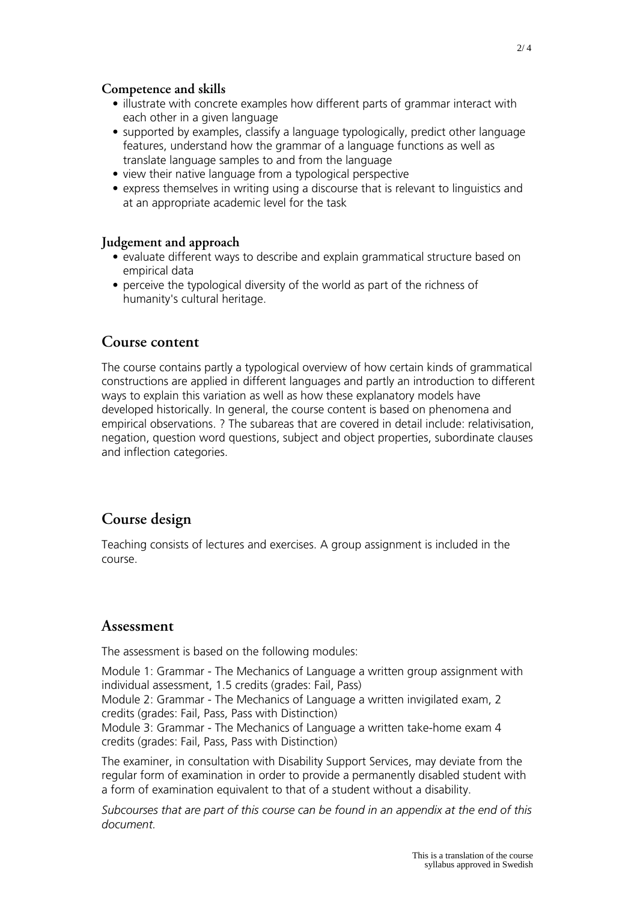### Competence and skills

- illustrate with concrete examples how different parts of grammar interact with each other in a given language
- supported by examples, classify a language typologically, predict other language features, understand how the grammar of a language functions as well as translate language samples to and from the language
- view their native language from a typological perspective
- express themselves in writing using a discourse that is relevant to linguistics and at an appropriate academic level for the task

### Judgement and approach

- evaluate different ways to describe and explain grammatical structure based on empirical data
- perceive the typological diversity of the world as part of the richness of humanity's cultural heritage.

## Course content

The course contains partly a typological overview of how certain kinds of grammatical constructions are applied in different languages and partly an introduction to different ways to explain this variation as well as how these explanatory models have developed historically. In general, the course content is based on phenomena and empirical observations. ? The subareas that are covered in detail include: relativisation, negation, question word questions, subject and object properties, subordinate clauses and inflection categories.

## Course design

Teaching consists of lectures and exercises. A group assignment is included in the course.

## Assessment

The assessment is based on the following modules:

Module 1: Grammar - The Mechanics of Language a written group assignment with individual assessment, 1.5 credits (grades: Fail, Pass)
Module 2: Grammar - The Mechanics of Language a written invigilated exam, 2 credits (grades: Fail, Pass, Pass with Distinction)
Module 3: Grammar - The Mechanics of Language a written take-home exam 4 credits (grades: Fail, Pass, Pass with Distinction)

The examiner, in consultation with Disability Support Services, may deviate from the regular form of examination in order to provide a permanently disabled student with a form of examination equivalent to that of a student without a disability.

*Subcourses that are part of this course can be found in an appendix at the end of this document.*

This is a translation of the course syllabus approved in Swedish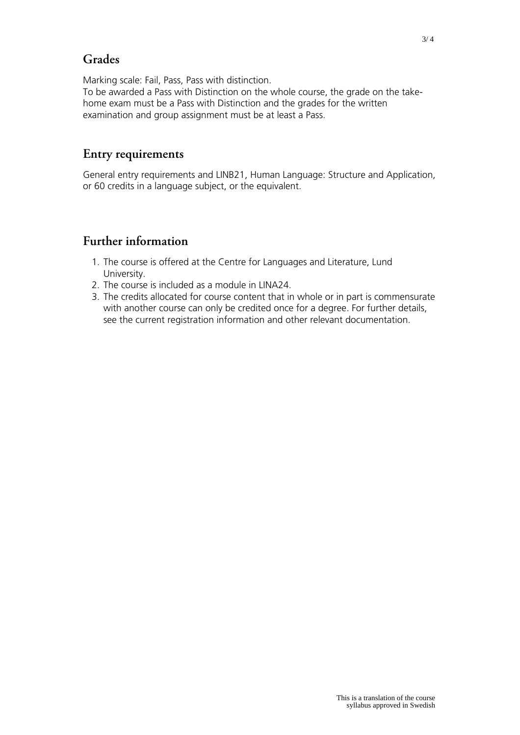## Grades

Marking scale: Fail, Pass, Pass with distinction.
To be awarded a Pass with Distinction on the whole course, the grade on the take-home exam must be a Pass with Distinction and the grades for the written examination and group assignment must be at least a Pass.

## Entry requirements

General entry requirements and LINB21, Human Language: Structure and Application, or 60 credits in a language subject, or the equivalent.

## Further information

1. The course is offered at the Centre for Languages and Literature, Lund University.
2. The course is included as a module in LINA24.
3. The credits allocated for course content that in whole or in part is commensurate with another course can only be credited once for a degree. For further details, see the current registration information and other relevant documentation.

This is a translation of the course syllabus approved in Swedish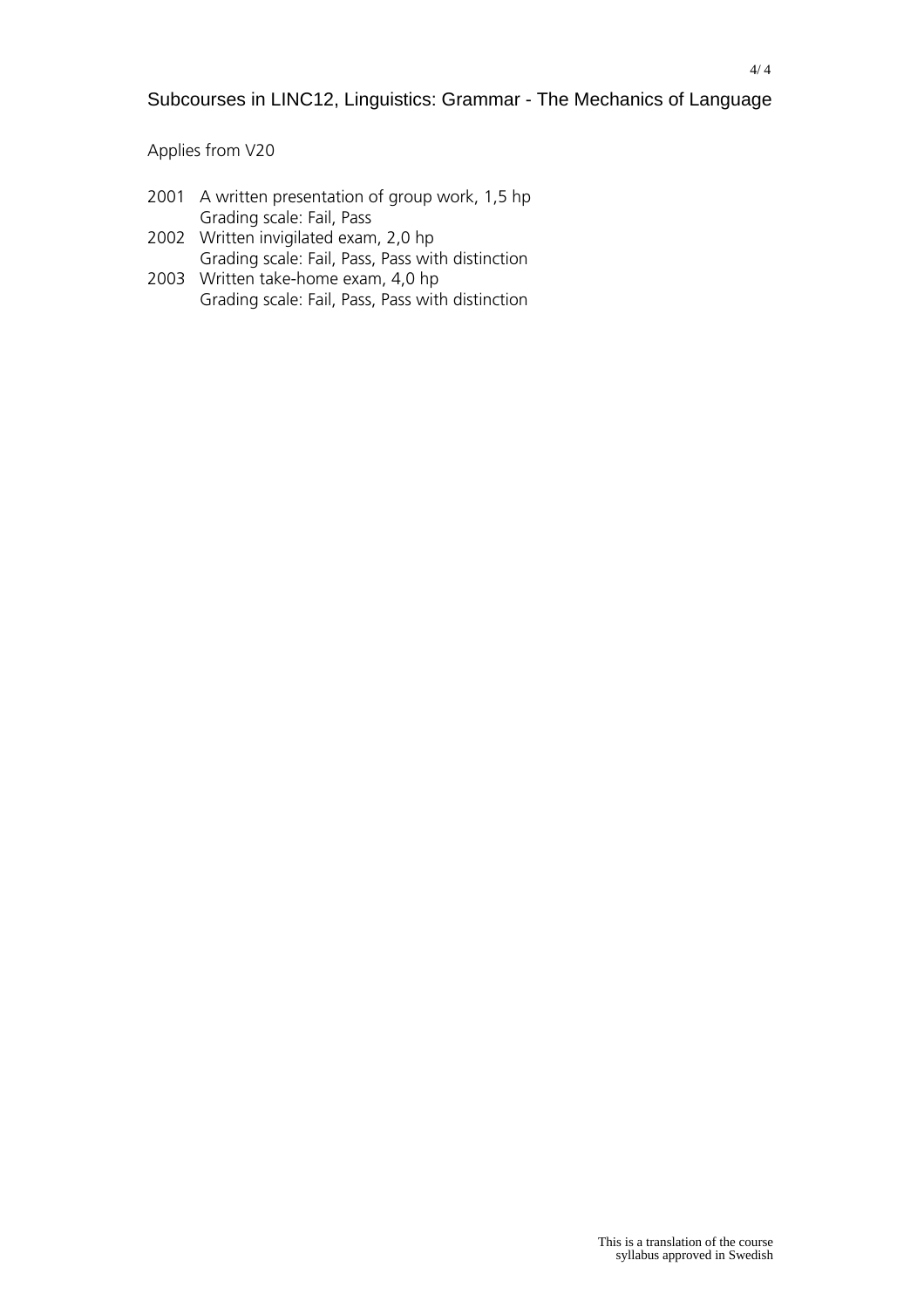## Subcourses in LINC12, Linguistics: Grammar - The Mechanics of Language

Applies from V20

2001 A written presentation of group work, 1,5 hp
Grading scale: Fail, Pass

2002 Written invigilated exam, 2,0 hp
Grading scale: Fail, Pass, Pass with distinction

2003 Written take-home exam, 4,0 hp
Grading scale: Fail, Pass, Pass with distinction

This is a translation of the course syllabus approved in Swedish